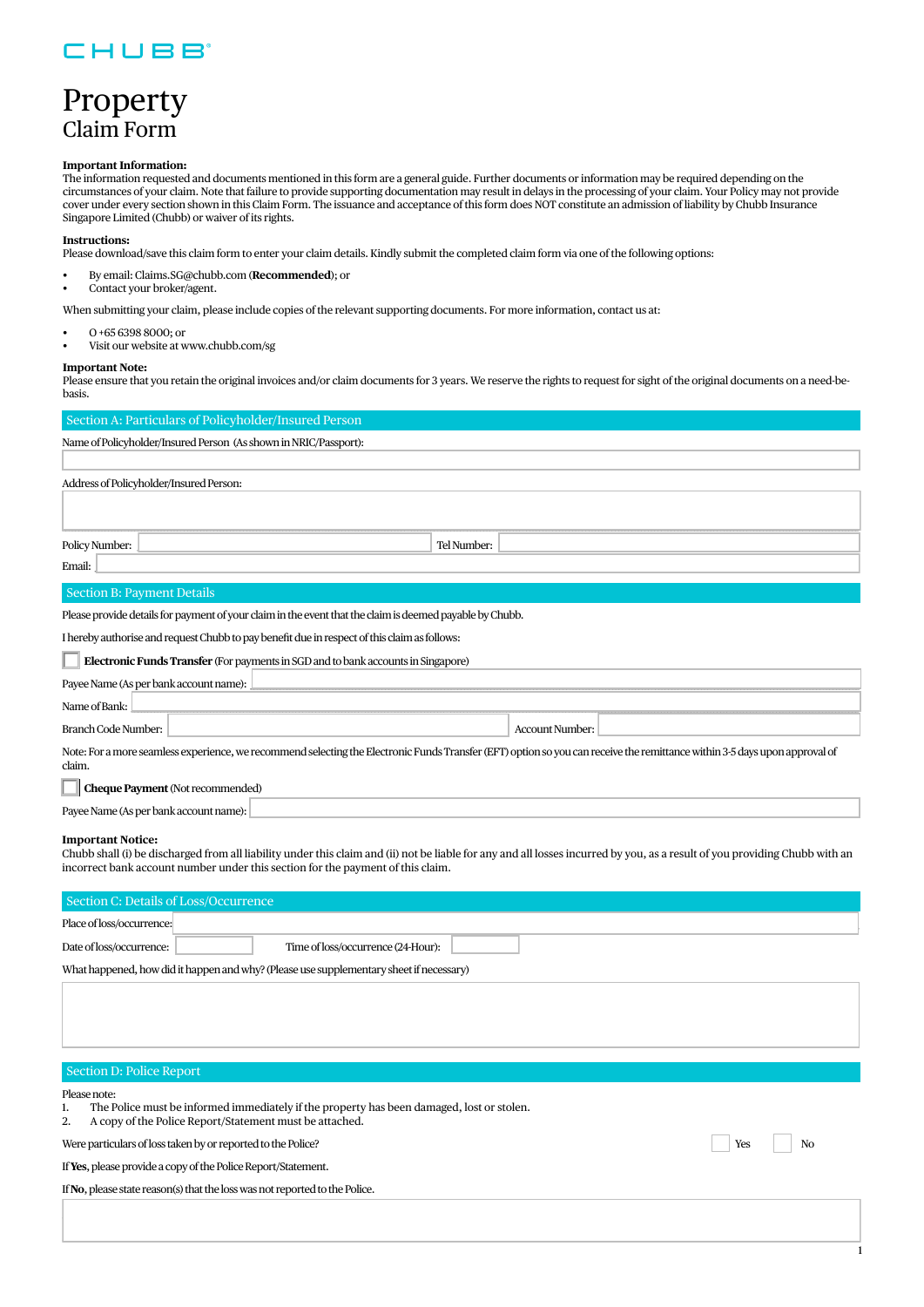CHUBB

# Property
## Claim Form

**Important Information:**
The information requested and documents mentioned in this form are a general guide. Further documents or information may be required depending on the circumstances of your claim. Note that failure to provide supporting documentation may result in delays in the processing of your claim. Your Policy may not provide cover under every section shown in this Claim Form. The issuance and acceptance of this form does NOT constitute an admission of liability by Chubb Insurance Singapore Limited (Chubb) or waiver of its rights.

**Instructions:**
Please download/save this claim form to enter your claim details. Kindly submit the completed claim form via one of the following options:

- By email: Claims.SG@chubb.com (**Recommended**); or
- Contact your broker/agent.

When submitting your claim, please include copies of the relevant supporting documents. For more information, contact us at:

- O +65 6398 8000; or
- Visit our website at www.chubb.com/sg

**Important Note:**
Please ensure that you retain the original invoices and/or claim documents for 3 years. We reserve the rights to request for sight of the original documents on a need-be-basis.

## Section A: Particulars of Policyholder/Insured Person

Name of Policyholder/Insured Person (As shown in NRIC/Passport):

Address of Policyholder/Insured Person:

Policy Number: Tel Number:

Email:

## Section B: Payment Details

Please provide details for payment of your claim in the event that the claim is deemed payable by Chubb.

I hereby authorise and request Chubb to pay benefit due in respect of this claim as follows:

☐ **Electronic Funds Transfer** (For payments in SGD and to bank accounts in Singapore)

Payee Name (As per bank account name):

Name of Bank:

Branch Code Number: Account Number:

Note: For a more seamless experience, we recommend selecting the Electronic Funds Transfer (EFT) option so you can receive the remittance within 3-5 days upon approval of claim.

☐ **Cheque Payment** (Not recommended)

Payee Name (As per bank account name):

**Important Notice:**
Chubb shall (i) be discharged from all liability under this claim and (ii) not be liable for any and all losses incurred by you, as a result of you providing Chubb with an incorrect bank account number under this section for the payment of this claim.

## Section C: Details of Loss/Occurrence

Place of loss/occurrence:

Date of loss/occurrence: Time of loss/occurrence (24-Hour):

What happened, how did it happen and why? (Please use supplementary sheet if necessary)

## Section D: Police Report

Please note:
1. The Police must be informed immediately if the property has been damaged, lost or stolen.
2. A copy of the Police Report/Statement must be attached.

Were particulars of loss taken by or reported to the Police? ☐ Yes ☐ No

If **Yes**, please provide a copy of the Police Report/Statement.

If **No**, please state reason(s) that the loss was not reported to the Police.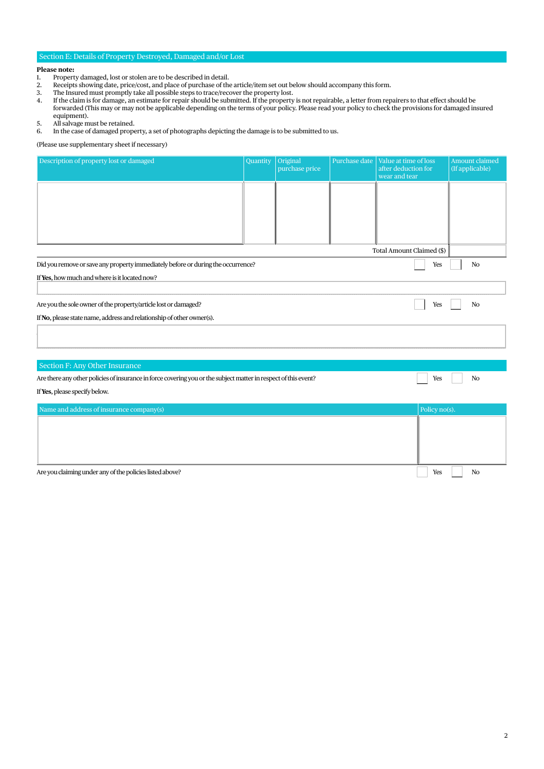## Section E: Details of Property Destroyed, Damaged and/or Lost

**Please note:**

1. Property damaged, lost or stolen are to be described in detail.
2. Receipts showing date, price/cost, and place of purchase of the article/item set out below should accompany this form.
3. The Insured must promptly take all possible steps to trace/recover the property lost.
4. If the claim is for damage, an estimate for repair should be submitted. If the property is not repairable, a letter from repairers to that effect should be forwarded (This may or may not be applicable depending on the terms of your policy. Please read your policy to check the provisions for damaged insured equipment).
5. All salvage must be retained.
6. In the case of damaged property, a set of photographs depicting the damage is to be submitted to us.

(Please use supplementary sheet if necessary)

| Description of property lost or damaged | Quantity | Original purchase price | Purchase date | Value at time of loss after deduction for wear and tear | Amount claimed (If applicable) |
|---|---|---|---|---|---|
| | | | | | |
| | | | | Total Amount Claimed ($) | |

Did you remove or save any property immediately before or during the occurrence? ☐ Yes ☐ No

If **Yes**, how much and where is it located now?

Are you the sole owner of the property/article lost or damaged? ☐ Yes ☐ No

If **No**, please state name, address and relationship of other owner(s).

## Section F: Any Other Insurance

Are there any other policies of insurance in force covering you or the subject matter in respect of this event? ☐ Yes ☐ No

If **Yes**, please specify below.

| Name and address of insurance company(s) | Policy no(s). |
|---|---|
| | |

Are you claiming under any of the policies listed above? ☐ Yes ☐ No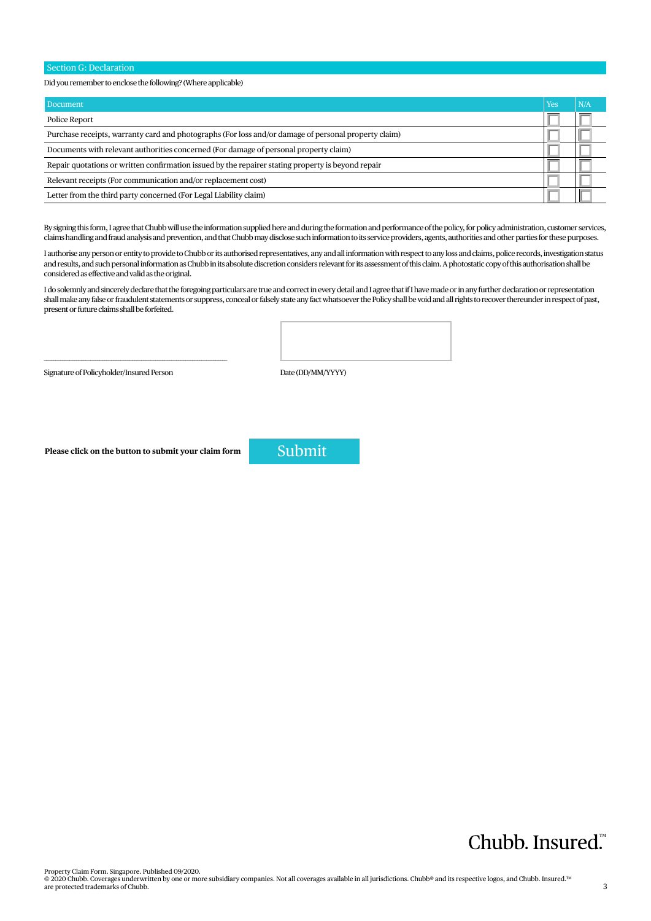## Section G: Declaration

Did you remember to enclose the following? (Where applicable)

| Document | Yes | N/A |
|---|---|---|
| Police Report | ☐ | ☐ |
| Purchase receipts, warranty card and photographs (For loss and/or damage of personal property claim) | ☐ | ☐ |
| Documents with relevant authorities concerned (For damage of personal property claim) | ☐ | ☐ |
| Repair quotations or written confirmation issued by the repairer stating property is beyond repair | ☐ | ☐ |
| Relevant receipts (For communication and/or replacement cost) | ☐ | ☐ |
| Letter from the third party concerned (For Legal Liability claim) | ☐ | ☐ |

By signing this form, I agree that Chubb will use the information supplied here and during the formation and performance of the policy, for policy administration, customer services, claims handling and fraud analysis and prevention, and that Chubb may disclose such information to its service providers, agents, authorities and other parties for these purposes.

I authorise any person or entity to provide to Chubb or its authorised representatives, any and all information with respect to any loss and claims, police records, investigation status and results, and such personal information as Chubb in its absolute discretion considers relevant for its assessment of this claim. A photostatic copy of this authorisation shall be considered as effective and valid as the original.

I do solemnly and sincerely declare that the foregoing particulars are true and correct in every detail and I agree that if I have made or in any further declaration or representation shall make any false or fraudulent statements or suppress, conceal or falsely state any fact whatsoever the Policy shall be void and all rights to recover thereunder in respect of past, present or future claims shall be forfeited.

\_\_\_\_\_\_\_\_\_\_\_\_\_\_\_\_\_\_\_\_\_\_\_\_\_\_\_\_\_\_\_\_\_\_\_\_

Signature of Policyholder/Insured Person

Date (DD/MM/YYYY)

**Please click on the button to submit your claim form** Submit

Chubb. Insured.™

Property Claim Form. Singapore. Published 09/2020.
© 2020 Chubb. Coverages underwritten by one or more subsidiary companies. Not all coverages available in all jurisdictions. Chubb® and its respective logos, and Chubb. Insured.™ are protected trademarks of Chubb.